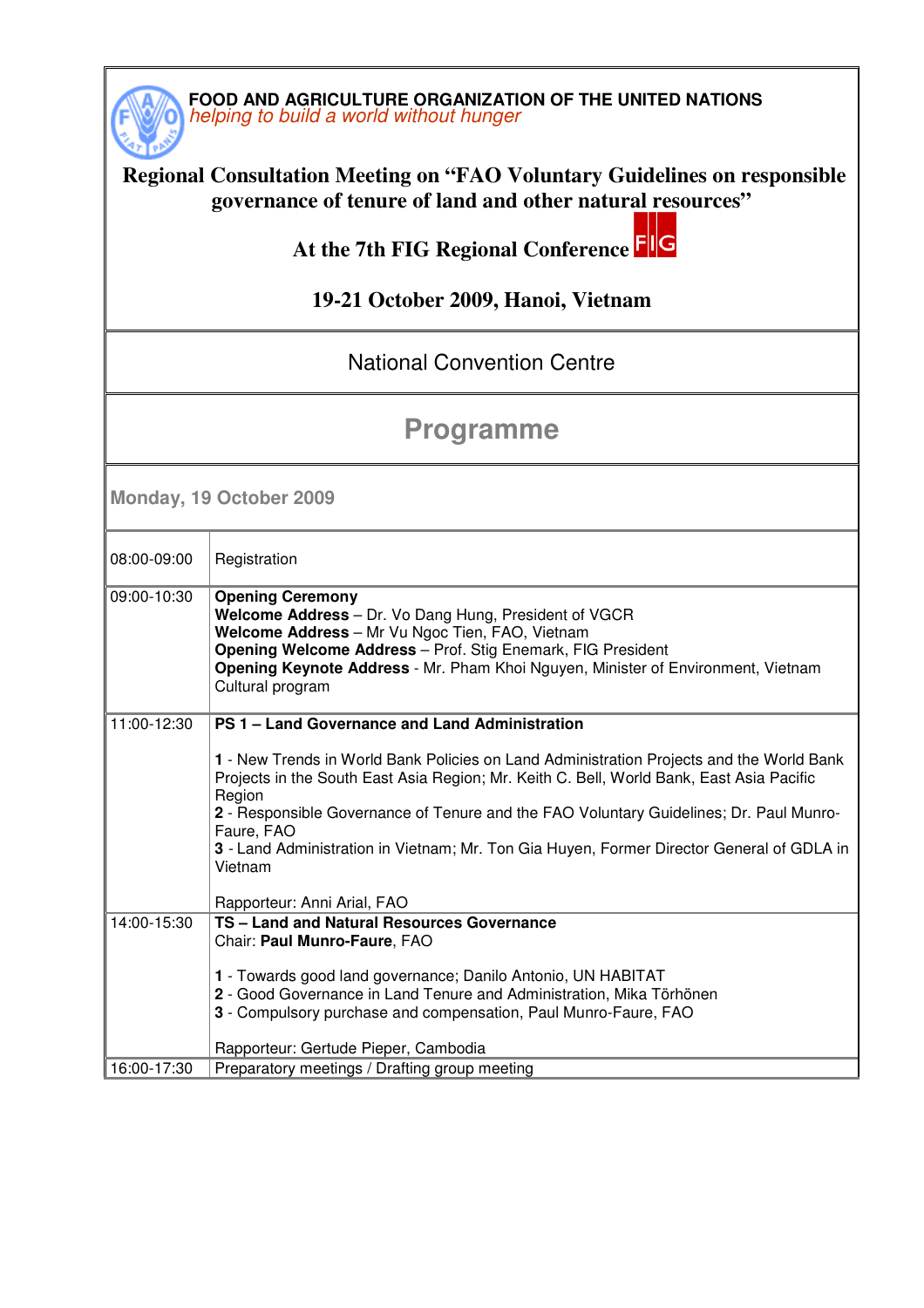**FOOD AND AGRICULTURE ORGANIZATION OF THE UNITED NATIONS**
*helping to build a world without hunger*

# Regional Consultation Meeting on "FAO Voluntary Guidelines on responsible governance of tenure of land and other natural resources"

## At the 7th FIG Regional Conference

## 19-21 October 2009, Hanoi, Vietnam

National Convention Centre

# Programme

### Monday, 19 October 2009

| | |
|---|---|
| 08:00-09:00 | Registration |
| 09:00-10:30 | **Opening Ceremony**<br>**Welcome Address** – Dr. Vo Dang Hung, President of VGCR<br>**Welcome Address** – Mr Vu Ngoc Tien, FAO, Vietnam<br>**Opening Welcome Address** – Prof. Stig Enemark, FIG President<br>**Opening Keynote Address** - Mr. Pham Khoi Nguyen, Minister of Environment, Vietnam<br>Cultural program |
| 11:00-12:30 | **PS 1 – Land Governance and Land Administration**<br><br>**1** - New Trends in World Bank Policies on Land Administration Projects and the World Bank Projects in the South East Asia Region; Mr. Keith C. Bell, World Bank, East Asia Pacific Region<br>**2** - Responsible Governance of Tenure and the FAO Voluntary Guidelines; Dr. Paul Munro-Faure, FAO<br>**3** - Land Administration in Vietnam; Mr. Ton Gia Huyen, Former Director General of GDLA in Vietnam<br><br>Rapporteur: Anni Arial, FAO |
| 14:00-15:30 | **TS – Land and Natural Resources Governance**<br>Chair: **Paul Munro-Faure**, FAO<br><br>**1** - Towards good land governance; Danilo Antonio, UN HABITAT<br>**2** - Good Governance in Land Tenure and Administration, Mika Törhönen<br>**3** - Compulsory purchase and compensation, Paul Munro-Faure, FAO<br><br>Rapporteur: Gertude Pieper, Cambodia |
| 16:00-17:30 | Preparatory meetings / Drafting group meeting |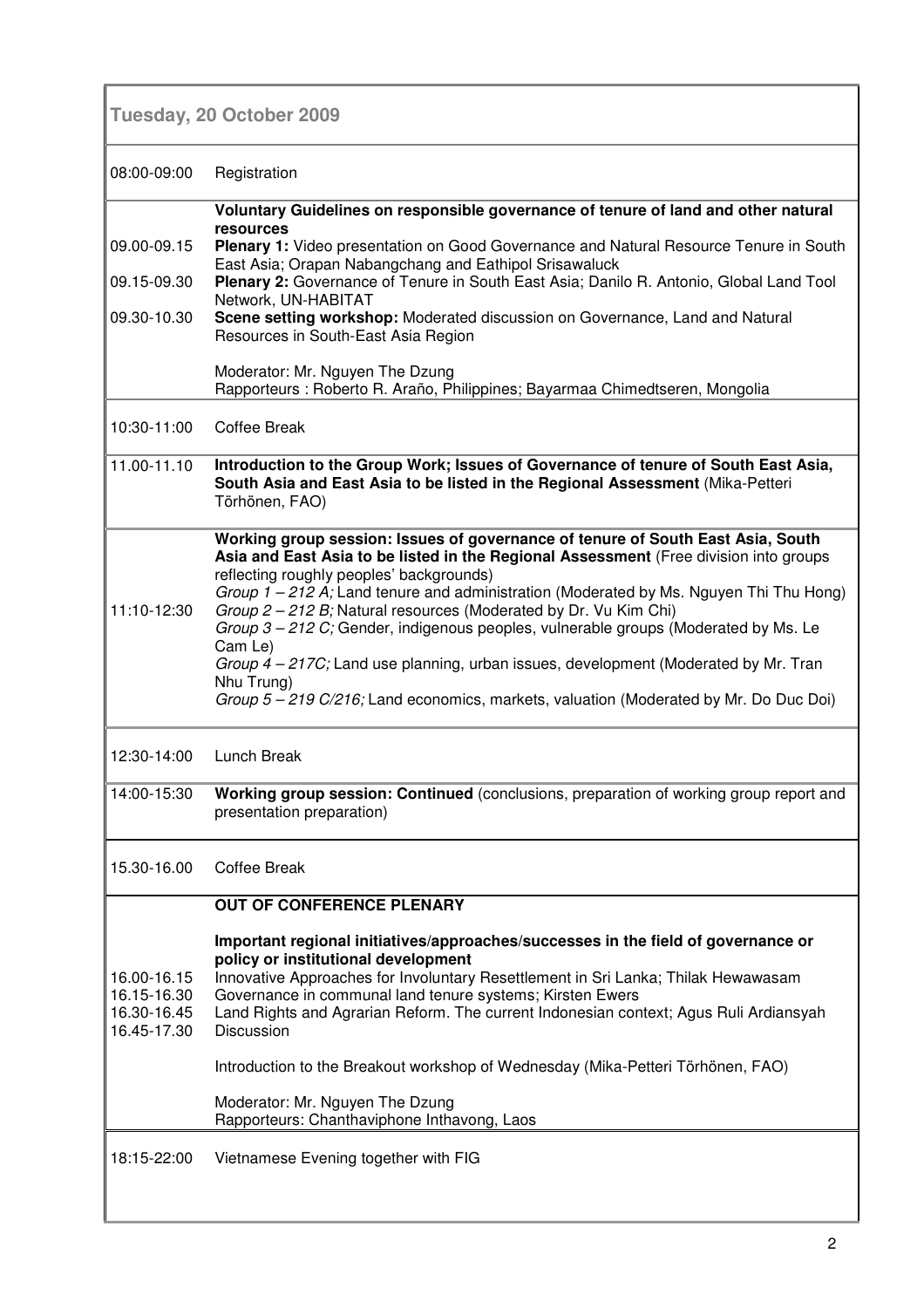| Tuesday, 20 October 2009 | |
|---|---|
| 08:00-09:00 | Registration |
| | **Voluntary Guidelines on responsible governance of tenure of land and other natural resources** |
| 09.00-09.15 | **Plenary 1:** Video presentation on Good Governance and Natural Resource Tenure in South East Asia; Orapan Nabangchang and Eathipol Srisawaluck |
| 09.15-09.30 | **Plenary 2:** Governance of Tenure in South East Asia; Danilo R. Antonio, Global Land Tool Network, UN-HABITAT |
| 09.30-10.30 | **Scene setting workshop:** Moderated discussion on Governance, Land and Natural Resources in South-East Asia Region<br><br>Moderator: Mr. Nguyen The Dzung<br>Rapporteurs : Roberto R. Araño, Philippines; Bayarmaa Chimedtseren, Mongolia |
| 10:30-11:00 | Coffee Break |
| 11.00-11.10 | **Introduction to the Group Work; Issues of Governance of tenure of South East Asia, South Asia and East Asia to be listed in the Regional Assessment** (Mika-Petteri Törhönen, FAO) |
| 11:10-12:30 | **Working group session: Issues of governance of tenure of South East Asia, South Asia and East Asia to be listed in the Regional Assessment** (Free division into groups reflecting roughly peoples' backgrounds)<br>*Group 1 – 212 A;* Land tenure and administration (Moderated by Ms. Nguyen Thi Thu Hong)<br>*Group 2 – 212 B;* Natural resources (Moderated by Dr. Vu Kim Chi)<br>*Group 3 – 212 C;* Gender, indigenous peoples, vulnerable groups (Moderated by Ms. Le Cam Le)<br>*Group 4 – 217C;* Land use planning, urban issues, development (Moderated by Mr. Tran Nhu Trung)<br>*Group 5 – 219 C/216;* Land economics, markets, valuation (Moderated by Mr. Do Duc Doi) |
| 12:30-14:00 | Lunch Break |
| 14:00-15:30 | **Working group session: Continued** (conclusions, preparation of working group report and presentation preparation) |
| 15.30-16.00 | Coffee Break |
| | **OUT OF CONFERENCE PLENARY**<br><br>**Important regional initiatives/approaches/successes in the field of governance or policy or institutional development** |
| 16.00-16.15 | Innovative Approaches for Involuntary Resettlement in Sri Lanka; Thilak Hewawasam |
| 16.15-16.30 | Governance in communal land tenure systems; Kirsten Ewers |
| 16.30-16.45 | Land Rights and Agrarian Reform. The current Indonesian context; Agus Ruli Ardiansyah |
| 16.45-17.30 | Discussion<br><br>Introduction to the Breakout workshop of Wednesday (Mika-Petteri Törhönen, FAO)<br><br>Moderator: Mr. Nguyen The Dzung<br>Rapporteurs: Chanthaviphone Inthavong, Laos |
| 18:15-22:00 | Vietnamese Evening together with FIG |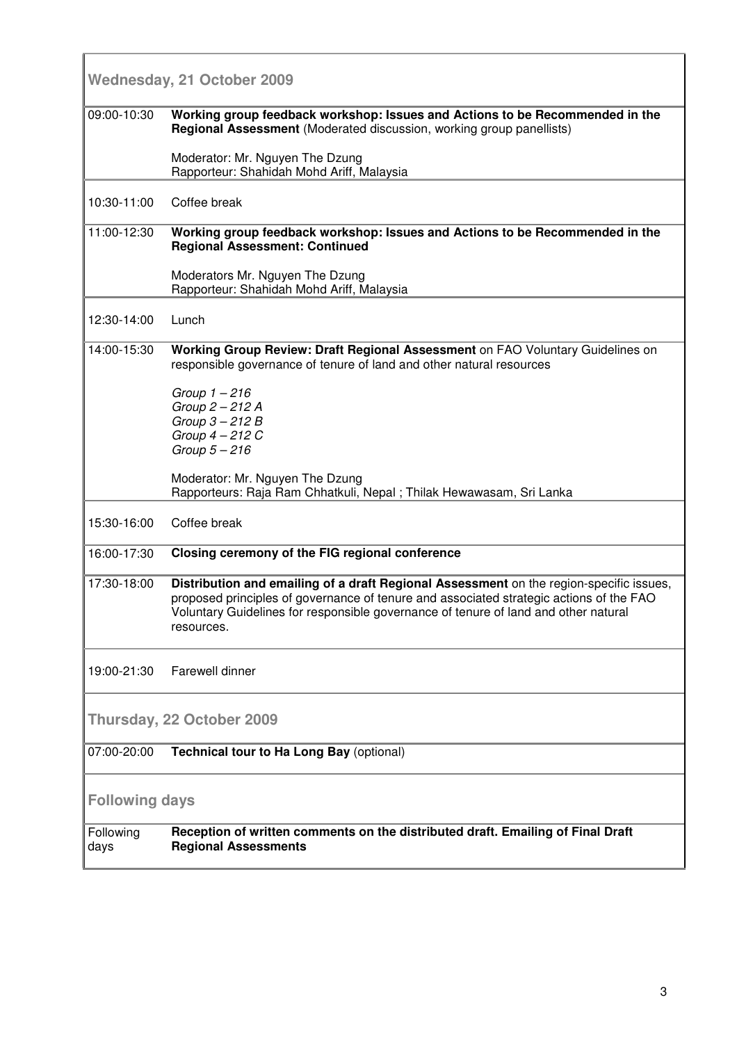## Wednesday, 21 October 2009

| | |
|---|---|
| 09:00-10:30 | **Working group feedback workshop: Issues and Actions to be Recommended in the Regional Assessment** (Moderated discussion, working group panellists)<br><br>Moderator: Mr. Nguyen The Dzung<br>Rapporteur: Shahidah Mohd Ariff, Malaysia |
| 10:30-11:00 | Coffee break |
| 11:00-12:30 | **Working group feedback workshop: Issues and Actions to be Recommended in the Regional Assessment: Continued**<br><br>Moderators Mr. Nguyen The Dzung<br>Rapporteur: Shahidah Mohd Ariff, Malaysia |
| 12:30-14:00 | Lunch |
| 14:00-15:30 | **Working Group Review: Draft Regional Assessment** on FAO Voluntary Guidelines on responsible governance of tenure of land and other natural resources<br><br>*Group 1 – 216*<br>*Group 2 – 212 A*<br>*Group 3 – 212 B*<br>*Group 4 – 212 C*<br>*Group 5 – 216*<br><br>Moderator: Mr. Nguyen The Dzung<br>Rapporteurs: Raja Ram Chhatkuli, Nepal ; Thilak Hewawasam, Sri Lanka |
| 15:30-16:00 | Coffee break |
| 16:00-17:30 | **Closing ceremony of the FIG regional conference** |
| 17:30-18:00 | **Distribution and emailing of a draft Regional Assessment** on the region-specific issues, proposed principles of governance of tenure and associated strategic actions of the FAO Voluntary Guidelines for responsible governance of tenure of land and other natural resources. |
| 19:00-21:30 | Farewell dinner |

## Thursday, 22 October 2009

| | |
|---|---|
| 07:00-20:00 | **Technical tour to Ha Long Bay** (optional) |

## Following days

| | |
|---|---|
| Following days | **Reception of written comments on the distributed draft. Emailing of Final Draft Regional Assessments** |